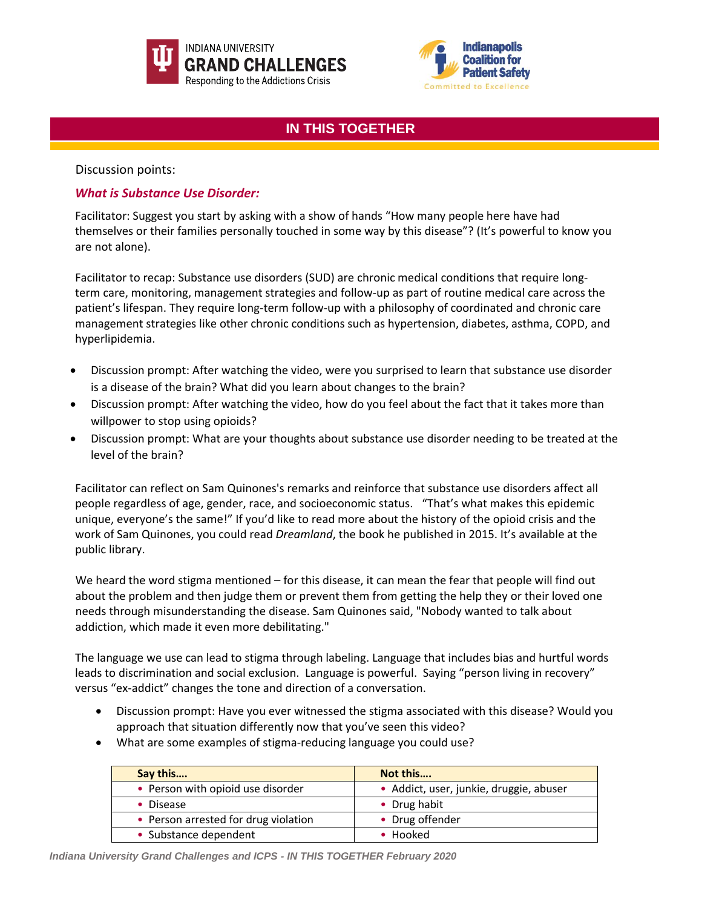INDIANA UNIVERSITY GRAND CHALLENGES Responding to the Addictions Crisis

Indianapolis Coalition for Patient Safety — Committed to Excellence

# IN THIS TOGETHER

Discussion points:

## *What is Substance Use Disorder:*

Facilitator: Suggest you start by asking with a show of hands "How many people here have had themselves or their families personally touched in some way by this disease"? (It's powerful to know you are not alone).

Facilitator to recap: Substance use disorders (SUD) are chronic medical conditions that require long-term care, monitoring, management strategies and follow-up as part of routine medical care across the patient's lifespan. They require long-term follow-up with a philosophy of coordinated and chronic care management strategies like other chronic conditions such as hypertension, diabetes, asthma, COPD, and hyperlipidemia.

- Discussion prompt: After watching the video, were you surprised to learn that substance use disorder is a disease of the brain? What did you learn about changes to the brain?
- Discussion prompt: After watching the video, how do you feel about the fact that it takes more than willpower to stop using opioids?
- Discussion prompt: What are your thoughts about substance use disorder needing to be treated at the level of the brain?

Facilitator can reflect on Sam Quinones's remarks and reinforce that substance use disorders affect all people regardless of age, gender, race, and socioeconomic status. "That's what makes this epidemic unique, everyone's the same!" If you'd like to read more about the history of the opioid crisis and the work of Sam Quinones, you could read *Dreamland*, the book he published in 2015. It's available at the public library.

We heard the word stigma mentioned – for this disease, it can mean the fear that people will find out about the problem and then judge them or prevent them from getting the help they or their loved one needs through misunderstanding the disease. Sam Quinones said, "Nobody wanted to talk about addiction, which made it even more debilitating."

The language we use can lead to stigma through labeling. Language that includes bias and hurtful words leads to discrimination and social exclusion. Language is powerful. Saying "person living in recovery" versus "ex-addict" changes the tone and direction of a conversation.

- Discussion prompt: Have you ever witnessed the stigma associated with this disease? Would you approach that situation differently now that you've seen this video?
- What are some examples of stigma-reducing language you could use?

| Say this…. | Not this…. |
|---|---|
| • Person with opioid use disorder | • Addict, user, junkie, druggie, abuser |
| • Disease | • Drug habit |
| • Person arrested for drug violation | • Drug offender |
| • Substance dependent | • Hooked |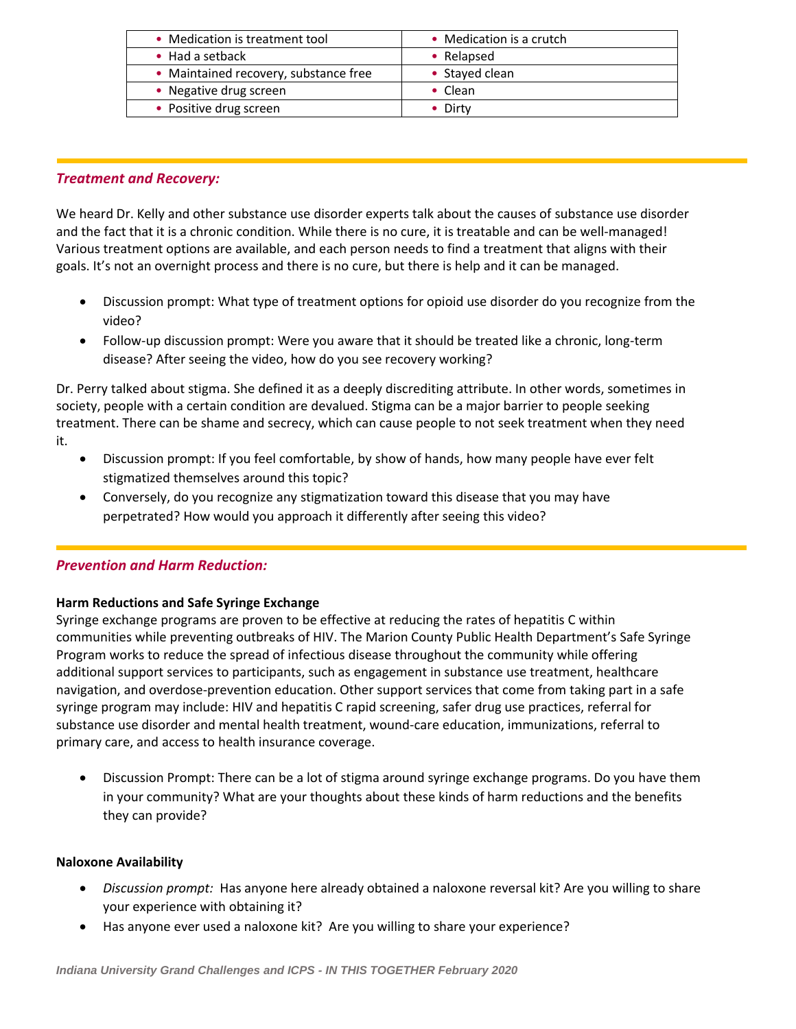| • Medication is treatment tool | • Medication is a crutch |
|---|---|
| • Had a setback | • Relapsed |
| • Maintained recovery, substance free | • Stayed clean |
| • Negative drug screen | • Clean |
| • Positive drug screen | • Dirty |

## *Treatment and Recovery:*

We heard Dr. Kelly and other substance use disorder experts talk about the causes of substance use disorder and the fact that it is a chronic condition. While there is no cure, it is treatable and can be well-managed! Various treatment options are available, and each person needs to find a treatment that aligns with their goals. It's not an overnight process and there is no cure, but there is help and it can be managed.

- Discussion prompt: What type of treatment options for opioid use disorder do you recognize from the video?
- Follow-up discussion prompt: Were you aware that it should be treated like a chronic, long-term disease? After seeing the video, how do you see recovery working?

Dr. Perry talked about stigma. She defined it as a deeply discrediting attribute. In other words, sometimes in society, people with a certain condition are devalued. Stigma can be a major barrier to people seeking treatment. There can be shame and secrecy, which can cause people to not seek treatment when they need it.

- Discussion prompt: If you feel comfortable, by show of hands, how many people have ever felt stigmatized themselves around this topic?
- Conversely, do you recognize any stigmatization toward this disease that you may have perpetrated? How would you approach it differently after seeing this video?

## *Prevention and Harm Reduction:*

**Harm Reductions and Safe Syringe Exchange**

Syringe exchange programs are proven to be effective at reducing the rates of hepatitis C within communities while preventing outbreaks of HIV. The Marion County Public Health Department's Safe Syringe Program works to reduce the spread of infectious disease throughout the community while offering additional support services to participants, such as engagement in substance use treatment, healthcare navigation, and overdose-prevention education. Other support services that come from taking part in a safe syringe program may include: HIV and hepatitis C rapid screening, safer drug use practices, referral for substance use disorder and mental health treatment, wound-care education, immunizations, referral to primary care, and access to health insurance coverage.

- Discussion Prompt: There can be a lot of stigma around syringe exchange programs. Do you have them in your community? What are your thoughts about these kinds of harm reductions and the benefits they can provide?

**Naloxone Availability**

- *Discussion prompt:* Has anyone here already obtained a naloxone reversal kit? Are you willing to share your experience with obtaining it?
- Has anyone ever used a naloxone kit? Are you willing to share your experience?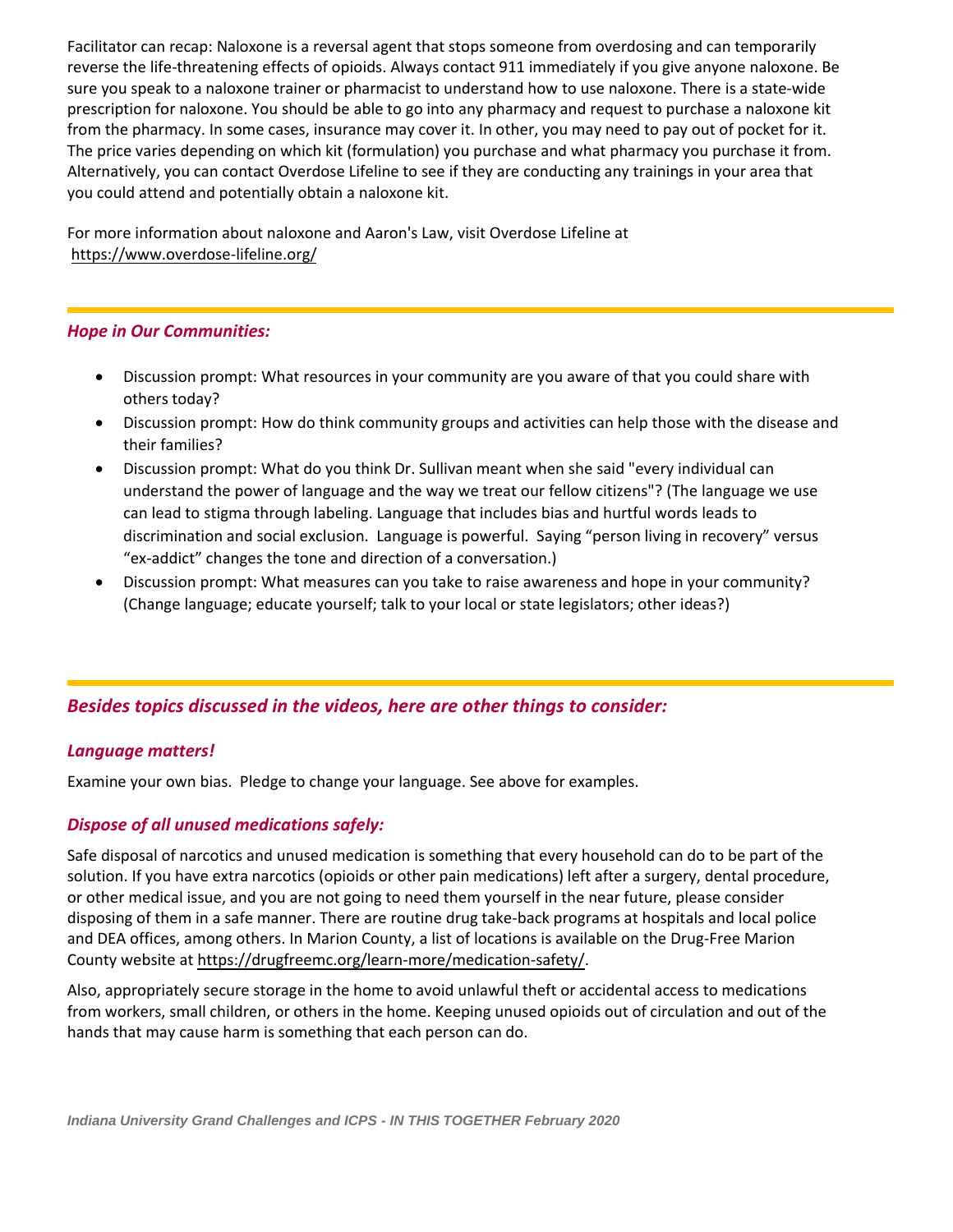Facilitator can recap: Naloxone is a reversal agent that stops someone from overdosing and can temporarily reverse the life-threatening effects of opioids. Always contact 911 immediately if you give anyone naloxone. Be sure you speak to a naloxone trainer or pharmacist to understand how to use naloxone. There is a state-wide prescription for naloxone. You should be able to go into any pharmacy and request to purchase a naloxone kit from the pharmacy. In some cases, insurance may cover it. In other, you may need to pay out of pocket for it. The price varies depending on which kit (formulation) you purchase and what pharmacy you purchase it from. Alternatively, you can contact Overdose Lifeline to see if they are conducting any trainings in your area that you could attend and potentially obtain a naloxone kit.

For more information about naloxone and Aaron's Law, visit Overdose Lifeline at https://www.overdose-lifeline.org/

---

### *Hope in Our Communities:*

- Discussion prompt: What resources in your community are you aware of that you could share with others today?
- Discussion prompt: How do think community groups and activities can help those with the disease and their families?
- Discussion prompt: What do you think Dr. Sullivan meant when she said "every individual can understand the power of language and the way we treat our fellow citizens"? (The language we use can lead to stigma through labeling. Language that includes bias and hurtful words leads to discrimination and social exclusion. Language is powerful. Saying "person living in recovery" versus "ex-addict" changes the tone and direction of a conversation.)
- Discussion prompt: What measures can you take to raise awareness and hope in your community? (Change language; educate yourself; talk to your local or state legislators; other ideas?)

---

## *Besides topics discussed in the videos, here are other things to consider:*

### *Language matters!*

Examine your own bias. Pledge to change your language. See above for examples.

### *Dispose of all unused medications safely:*

Safe disposal of narcotics and unused medication is something that every household can do to be part of the solution. If you have extra narcotics (opioids or other pain medications) left after a surgery, dental procedure, or other medical issue, and you are not going to need them yourself in the near future, please consider disposing of them in a safe manner. There are routine drug take-back programs at hospitals and local police and DEA offices, among others. In Marion County, a list of locations is available on the Drug-Free Marion County website at https://drugfreemc.org/learn-more/medication-safety/.

Also, appropriately secure storage in the home to avoid unlawful theft or accidental access to medications from workers, small children, or others in the home. Keeping unused opioids out of circulation and out of the hands that may cause harm is something that each person can do.